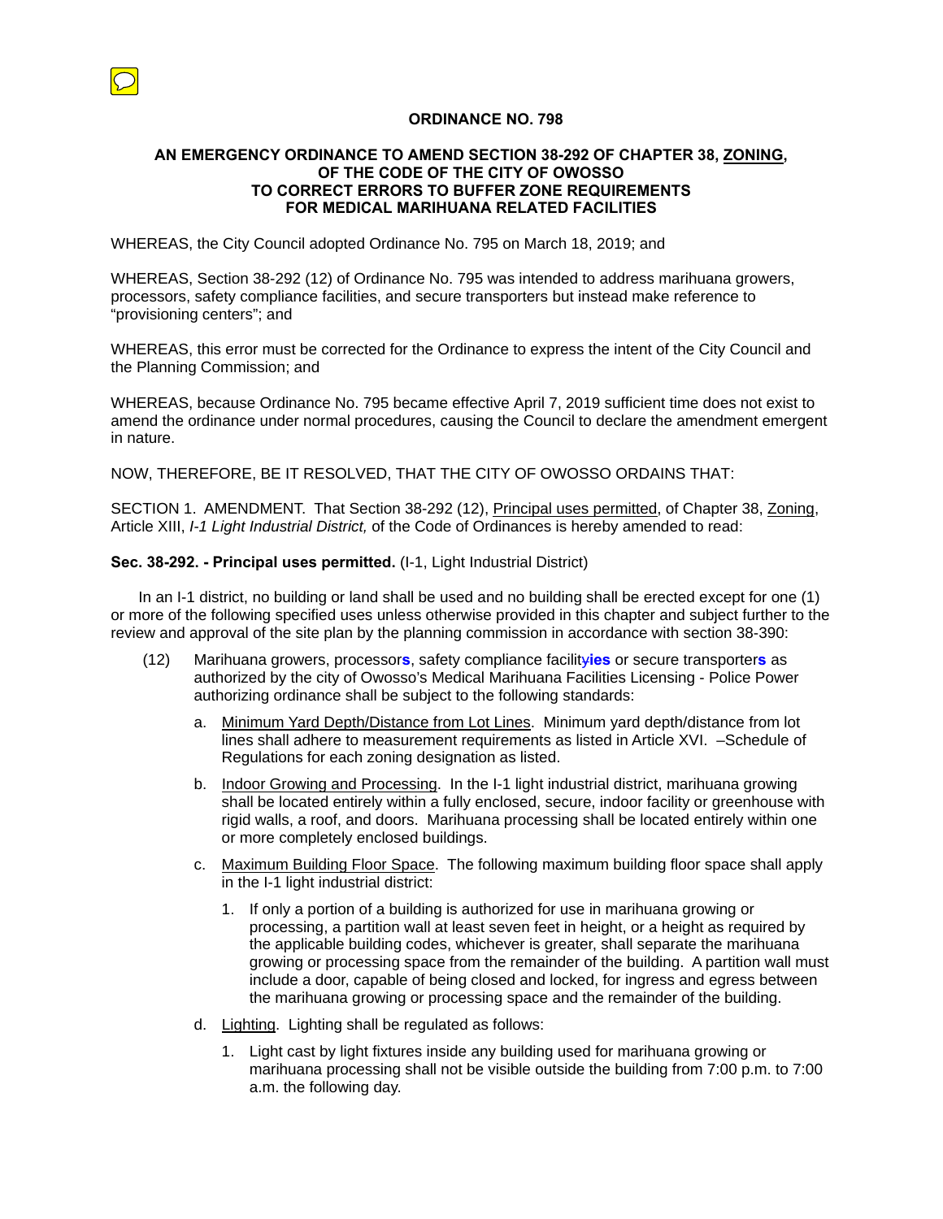**ORDINANCE NO. 798**

**AN EMERGENCY ORDINANCE TO AMEND SECTION 38-292 OF CHAPTER 38, ZONING, OF THE CODE OF THE CITY OF OWOSSO TO CORRECT ERRORS TO BUFFER ZONE REQUIREMENTS FOR MEDICAL MARIHUANA RELATED FACILITIES**

WHEREAS, the City Council adopted Ordinance No. 795 on March 18, 2019; and

WHEREAS, Section 38-292 (12) of Ordinance No. 795 was intended to address marihuana growers, processors, safety compliance facilities, and secure transporters but instead make reference to "provisioning centers"; and

WHEREAS, this error must be corrected for the Ordinance to express the intent of the City Council and the Planning Commission; and

WHEREAS, because Ordinance No. 795 became effective April 7, 2019 sufficient time does not exist to amend the ordinance under normal procedures, causing the Council to declare the amendment emergent in nature.

NOW, THEREFORE, BE IT RESOLVED, THAT THE CITY OF OWOSSO ORDAINS THAT:

SECTION 1. AMENDMENT. That Section 38-292 (12), Principal uses permitted, of Chapter 38, Zoning, Article XIII, *I-1 Light Industrial District,* of the Code of Ordinances is hereby amended to read:

**Sec. 38-292. - Principal uses permitted.** (I-1, Light Industrial District)

In an I-1 district, no building or land shall be used and no building shall be erected except for one (1) or more of the following specified uses unless otherwise provided in this chapter and subject further to the review and approval of the site plan by the planning commission in accordance with section 38-390:

(12) Marihuana growers, processor**s**, safety compliance facilit~~y~~**ies** or secure transporter**s** as authorized by the city of Owosso's Medical Marihuana Facilities Licensing - Police Power authorizing ordinance shall be subject to the following standards:

a. Minimum Yard Depth/Distance from Lot Lines. Minimum yard depth/distance from lot lines shall adhere to measurement requirements as listed in Article XVI. –Schedule of Regulations for each zoning designation as listed.

b. Indoor Growing and Processing. In the I-1 light industrial district, marihuana growing shall be located entirely within a fully enclosed, secure, indoor facility or greenhouse with rigid walls, a roof, and doors. Marihuana processing shall be located entirely within one or more completely enclosed buildings.

c. Maximum Building Floor Space. The following maximum building floor space shall apply in the I-1 light industrial district:

1. If only a portion of a building is authorized for use in marihuana growing or processing, a partition wall at least seven feet in height, or a height as required by the applicable building codes, whichever is greater, shall separate the marihuana growing or processing space from the remainder of the building. A partition wall must include a door, capable of being closed and locked, for ingress and egress between the marihuana growing or processing space and the remainder of the building.

d. Lighting. Lighting shall be regulated as follows:

1. Light cast by light fixtures inside any building used for marihuana growing or marihuana processing shall not be visible outside the building from 7:00 p.m. to 7:00 a.m. the following day.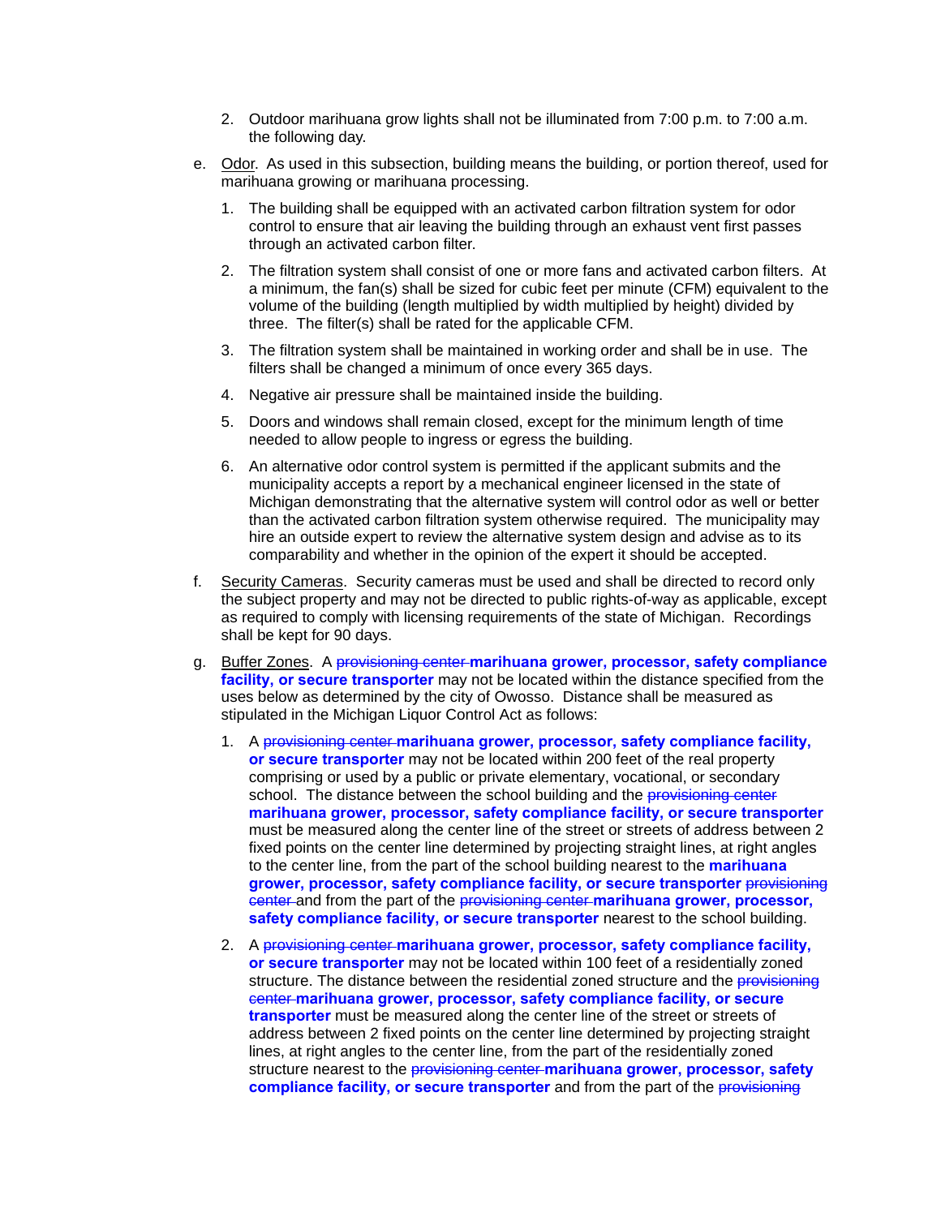2. Outdoor marihuana grow lights shall not be illuminated from 7:00 p.m. to 7:00 a.m. the following day.

e. Odor. As used in this subsection, building means the building, or portion thereof, used for marihuana growing or marihuana processing.

   1. The building shall be equipped with an activated carbon filtration system for odor control to ensure that air leaving the building through an exhaust vent first passes through an activated carbon filter.

   2. The filtration system shall consist of one or more fans and activated carbon filters. At a minimum, the fan(s) shall be sized for cubic feet per minute (CFM) equivalent to the volume of the building (length multiplied by width multiplied by height) divided by three. The filter(s) shall be rated for the applicable CFM.

   3. The filtration system shall be maintained in working order and shall be in use. The filters shall be changed a minimum of once every 365 days.

   4. Negative air pressure shall be maintained inside the building.

   5. Doors and windows shall remain closed, except for the minimum length of time needed to allow people to ingress or egress the building.

   6. An alternative odor control system is permitted if the applicant submits and the municipality accepts a report by a mechanical engineer licensed in the state of Michigan demonstrating that the alternative system will control odor as well or better than the activated carbon filtration system otherwise required. The municipality may hire an outside expert to review the alternative system design and advise as to its comparability and whether in the opinion of the expert it should be accepted.

f. Security Cameras. Security cameras must be used and shall be directed to record only the subject property and may not be directed to public rights-of-way as applicable, except as required to comply with licensing requirements of the state of Michigan. Recordings shall be kept for 90 days.

g. Buffer Zones. A ~~provisioning center~~ **marihuana grower, processor, safety compliance facility, or secure transporter** may not be located within the distance specified from the uses below as determined by the city of Owosso. Distance shall be measured as stipulated in the Michigan Liquor Control Act as follows:

   1. A ~~provisioning center~~ **marihuana grower, processor, safety compliance facility, or secure transporter** may not be located within 200 feet of the real property comprising or used by a public or private elementary, vocational, or secondary school. The distance between the school building and the ~~provisioning center~~ **marihuana grower, processor, safety compliance facility, or secure transporter** must be measured along the center line of the street or streets of address between 2 fixed points on the center line determined by projecting straight lines, at right angles to the center line, from the part of the school building nearest to the **marihuana grower, processor, safety compliance facility, or secure transporter** ~~provisioning center~~ and from the part of the ~~provisioning center~~ **marihuana grower, processor, safety compliance facility, or secure transporter** nearest to the school building.

   2. A ~~provisioning center~~ **marihuana grower, processor, safety compliance facility, or secure transporter** may not be located within 100 feet of a residentially zoned structure. The distance between the residential zoned structure and the ~~provisioning center~~ **marihuana grower, processor, safety compliance facility, or secure transporter** must be measured along the center line of the street or streets of address between 2 fixed points on the center line determined by projecting straight lines, at right angles to the center line, from the part of the residentially zoned structure nearest to the ~~provisioning center~~ **marihuana grower, processor, safety compliance facility, or secure transporter** and from the part of the ~~provisioning~~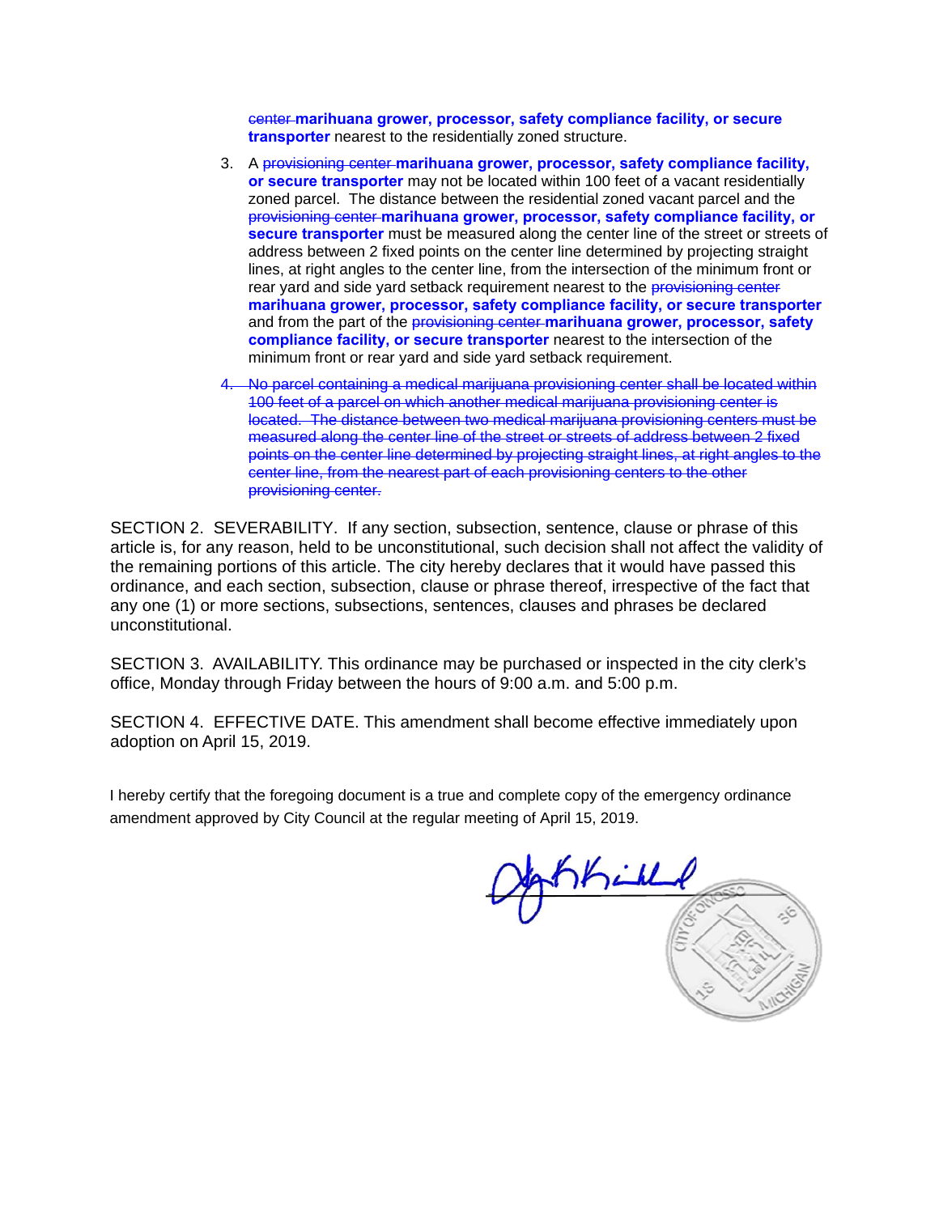~~center~~ **marihuana grower, processor, safety compliance facility, or secure transporter** nearest to the residentially zoned structure.

3. A ~~provisioning center~~ **marihuana grower, processor, safety compliance facility, or secure transporter** may not be located within 100 feet of a vacant residentially zoned parcel. The distance between the residential zoned vacant parcel and the ~~provisioning center~~ **marihuana grower, processor, safety compliance facility, or secure transporter** must be measured along the center line of the street or streets of address between 2 fixed points on the center line determined by projecting straight lines, at right angles to the center line, from the intersection of the minimum front or rear yard and side yard setback requirement nearest to the ~~provisioning center~~ **marihuana grower, processor, safety compliance facility, or secure transporter** and from the part of the ~~provisioning center~~ **marihuana grower, processor, safety compliance facility, or secure transporter** nearest to the intersection of the minimum front or rear yard and side yard setback requirement.

4. ~~No parcel containing a medical marijuana provisioning center shall be located within 100 feet of a parcel on which another medical marijuana provisioning center is located. The distance between two medical marijuana provisioning centers must be measured along the center line of the street or streets of address between 2 fixed points on the center line determined by projecting straight lines, at right angles to the center line, from the nearest part of each provisioning centers to the other provisioning center.~~

SECTION 2. SEVERABILITY. If any section, subsection, sentence, clause or phrase of this article is, for any reason, held to be unconstitutional, such decision shall not affect the validity of the remaining portions of this article. The city hereby declares that it would have passed this ordinance, and each section, subsection, clause or phrase thereof, irrespective of the fact that any one (1) or more sections, subsections, sentences, clauses and phrases be declared unconstitutional.

SECTION 3. AVAILABILITY. This ordinance may be purchased or inspected in the city clerk's office, Monday through Friday between the hours of 9:00 a.m. and 5:00 p.m.

SECTION 4. EFFECTIVE DATE. This amendment shall become effective immediately upon adoption on April 15, 2019.

I hereby certify that the foregoing document is a true and complete copy of the emergency ordinance amendment approved by City Council at the regular meeting of April 15, 2019.